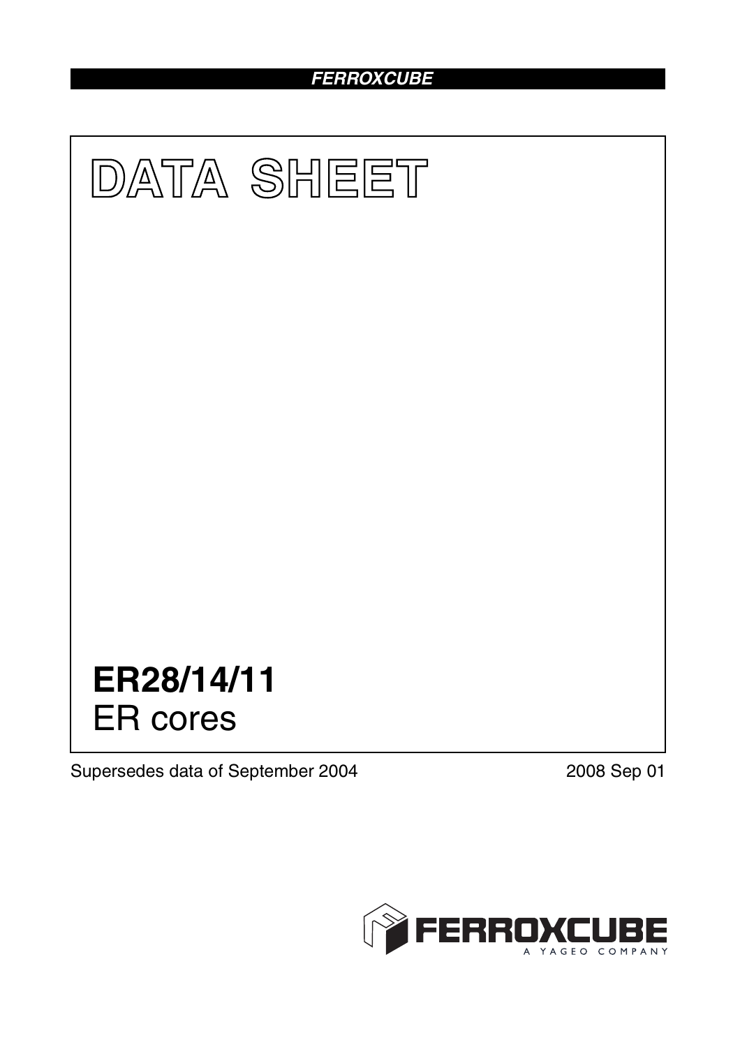FERROXCUBE

# DATA SHEET

# ER28/14/11
ER cores

Supersedes data of September 2004

2008 Sep 01

FERROXCUBE
A YAGEO COMPANY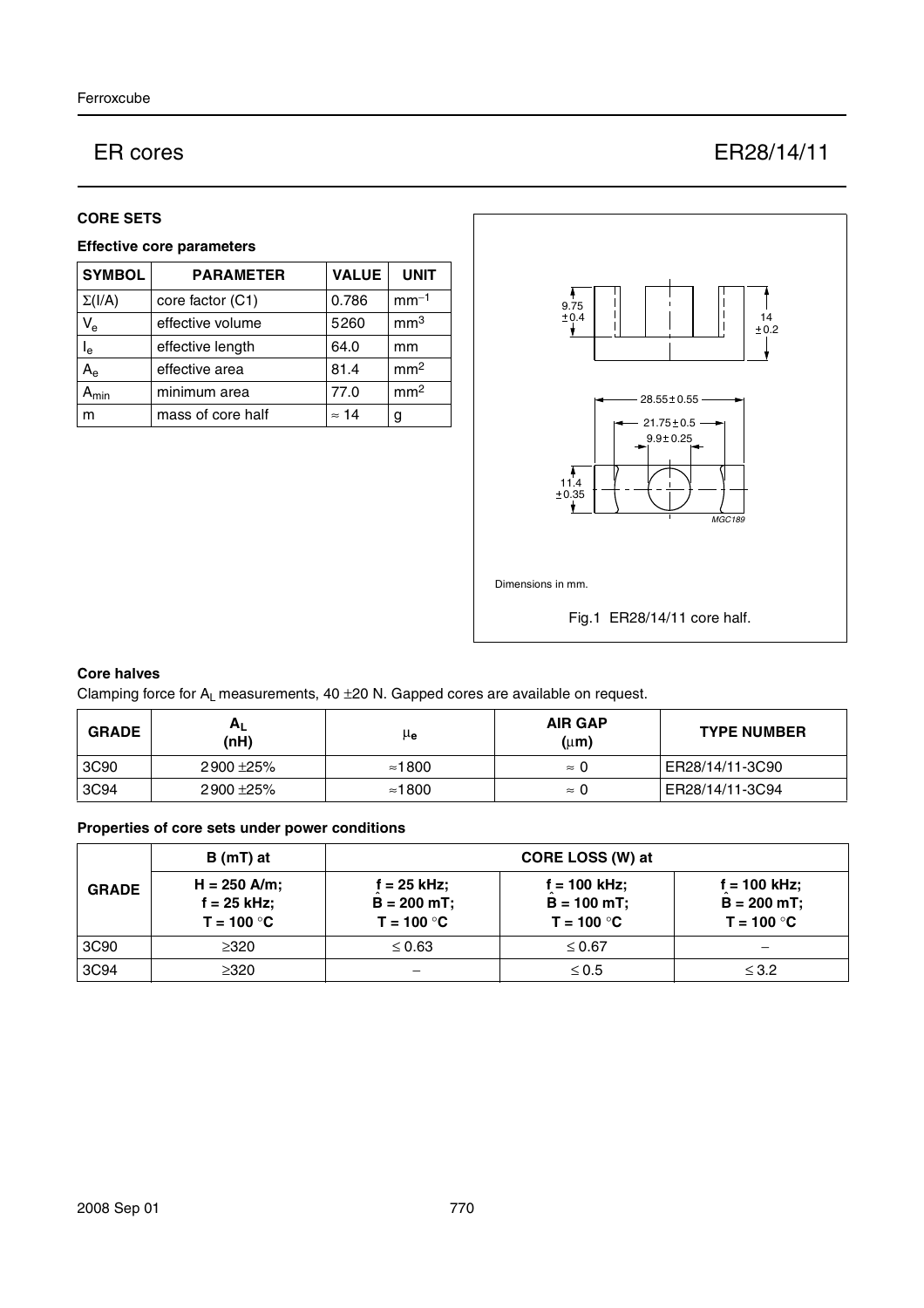## CORE SETS

### Effective core parameters

| SYMBOL | PARAMETER | VALUE | UNIT |
|---|---|---|---|
| $\Sigma(I/A)$ | core factor (C1) | 0.786 | $mm^{-1}$ |
| $V_e$ | effective volume | 5260 | $mm^3$ |
| $l_e$ | effective length | 64.0 | mm |
| $A_e$ | effective area | 81.4 | $mm^2$ |
| $A_{min}$ | minimum area | 77.0 | $mm^2$ |
| m | mass of core half | ≈ 14 | g |

Dimensions in mm.

Fig.1 ER28/14/11 core half.

### Core halves

Clamping force for $A_L$ measurements, 40 ±20 N. Gapped cores are available on request.

| GRADE | $A_L$ (nH) | $\mu_e$ | AIR GAP ($\mu$m) | TYPE NUMBER |
|---|---|---|---|---|
| 3C90 | 2900 ±25% | ≈1800 | ≈ 0 | ER28/14/11-3C90 |
| 3C94 | 2900 ±25% | ≈1800 | ≈ 0 | ER28/14/11-3C94 |

### Properties of core sets under power conditions

| GRADE | B (mT) at | CORE LOSS (W) at | | |
|---|---|---|---|---|
| | H = 250 A/m; f = 25 kHz; T = 100 °C | f = 25 kHz; $\hat{B}$ = 200 mT; T = 100 °C | f = 100 kHz; $\hat{B}$ = 100 mT; T = 100 °C | f = 100 kHz; $\hat{B}$ = 200 mT; T = 100 °C |
| 3C90 | ≥320 | ≤ 0.63 | ≤ 0.67 | − |
| 3C94 | ≥320 | − | ≤ 0.5 | ≤ 3.2 |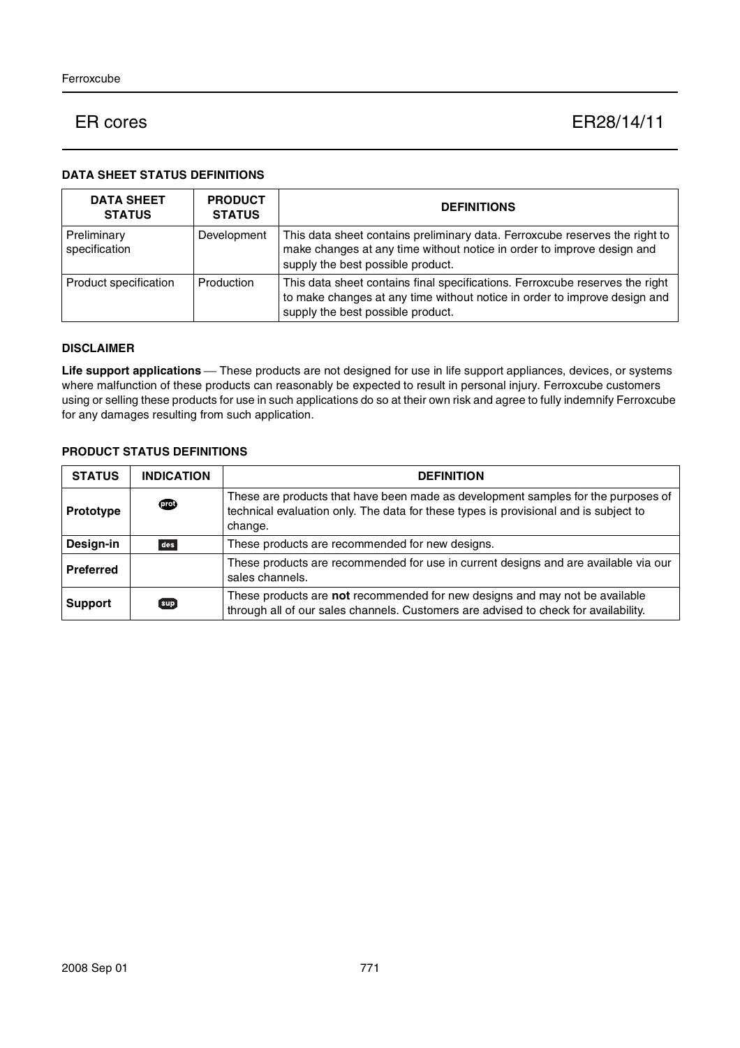## DATA SHEET STATUS DEFINITIONS

| DATA SHEET STATUS | PRODUCT STATUS | DEFINITIONS |
|---|---|---|
| Preliminary specification | Development | This data sheet contains preliminary data. Ferroxcube reserves the right to make changes at any time without notice in order to improve design and supply the best possible product. |
| Product specification | Production | This data sheet contains final specifications. Ferroxcube reserves the right to make changes at any time without notice in order to improve design and supply the best possible product. |

## DISCLAIMER

**Life support applications** — These products are not designed for use in life support appliances, devices, or systems where malfunction of these products can reasonably be expected to result in personal injury. Ferroxcube customers using or selling these products for use in such applications do so at their own risk and agree to fully indemnify Ferroxcube for any damages resulting from such application.

## PRODUCT STATUS DEFINITIONS

| STATUS | INDICATION | DEFINITION |
|---|---|---|
| **Prototype** | prot | These are products that have been made as development samples for the purposes of technical evaluation only. The data for these types is provisional and is subject to change. |
| **Design-in** | des | These products are recommended for new designs. |
| **Preferred** | | These products are recommended for use in current designs and are available via our sales channels. |
| **Support** | sup | These products are **not** recommended for new designs and may not be available through all of our sales channels. Customers are advised to check for availability. |